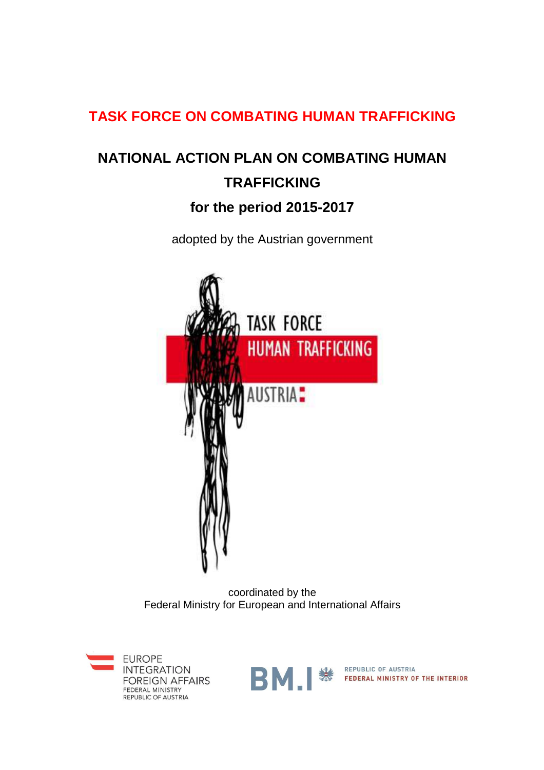# TASK FORCE ON COMBATING HUMAN TRAFFICKING

## NATIONAL ACTION PLAN ON COMBATING HUMAN TRAFFICKING

## for the period 2015-2017

adopted by the Austrian government

TASK FORCE
HUMAN TRAFFICKING
AUSTRIA

coordinated by the
Federal Ministry for European and International Affairs

EUROPE
INTEGRATION
FOREIGN AFFAIRS
FEDERAL MINISTRY
REPUBLIC OF AUSTRIA

BM.I
REPUBLIC OF AUSTRIA
FEDERAL MINISTRY OF THE INTERIOR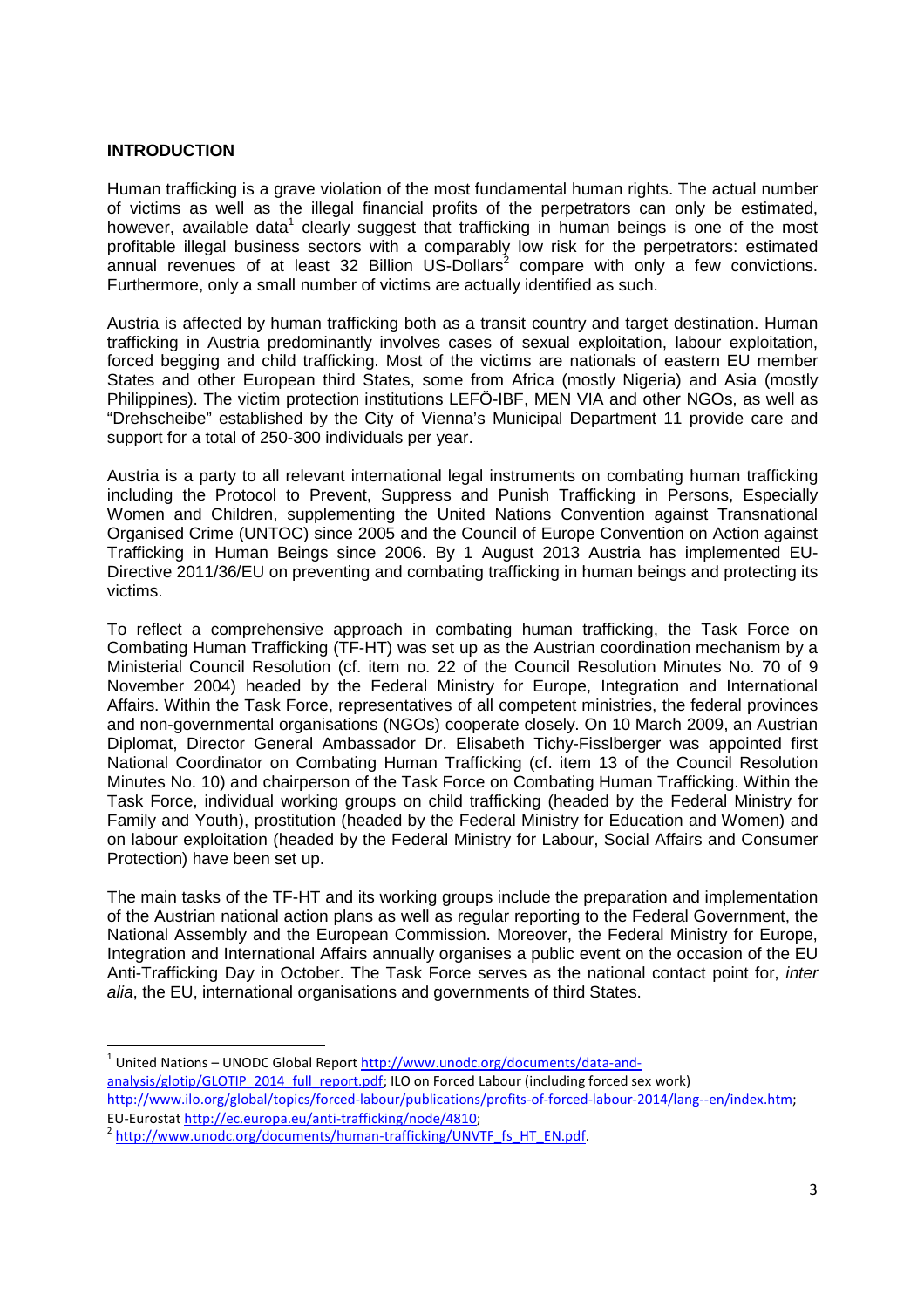## INTRODUCTION

Human trafficking is a grave violation of the most fundamental human rights. The actual number of victims as well as the illegal financial profits of the perpetrators can only be estimated, however, available data[1] clearly suggest that trafficking in human beings is one of the most profitable illegal business sectors with a comparably low risk for the perpetrators: estimated annual revenues of at least 32 Billion US-Dollars[2] compare with only a few convictions. Furthermore, only a small number of victims are actually identified as such.

Austria is affected by human trafficking both as a transit country and target destination. Human trafficking in Austria predominantly involves cases of sexual exploitation, labour exploitation, forced begging and child trafficking. Most of the victims are nationals of eastern EU member States and other European third States, some from Africa (mostly Nigeria) and Asia (mostly Philippines). The victim protection institutions LEFÖ-IBF, MEN VIA and other NGOs, as well as "Drehscheibe" established by the City of Vienna's Municipal Department 11 provide care and support for a total of 250-300 individuals per year.

Austria is a party to all relevant international legal instruments on combating human trafficking including the Protocol to Prevent, Suppress and Punish Trafficking in Persons, Especially Women and Children, supplementing the United Nations Convention against Transnational Organised Crime (UNTOC) since 2005 and the Council of Europe Convention on Action against Trafficking in Human Beings since 2006. By 1 August 2013 Austria has implemented EU-Directive 2011/36/EU on preventing and combating trafficking in human beings and protecting its victims.

To reflect a comprehensive approach in combating human trafficking, the Task Force on Combating Human Trafficking (TF-HT) was set up as the Austrian coordination mechanism by a Ministerial Council Resolution (cf. item no. 22 of the Council Resolution Minutes No. 70 of 9 November 2004) headed by the Federal Ministry for Europe, Integration and International Affairs. Within the Task Force, representatives of all competent ministries, the federal provinces and non-governmental organisations (NGOs) cooperate closely. On 10 March 2009, an Austrian Diplomat, Director General Ambassador Dr. Elisabeth Tichy-Fisslberger was appointed first National Coordinator on Combating Human Trafficking (cf. item 13 of the Council Resolution Minutes No. 10) and chairperson of the Task Force on Combating Human Trafficking. Within the Task Force, individual working groups on child trafficking (headed by the Federal Ministry for Family and Youth), prostitution (headed by the Federal Ministry for Education and Women) and on labour exploitation (headed by the Federal Ministry for Labour, Social Affairs and Consumer Protection) have been set up.

The main tasks of the TF-HT and its working groups include the preparation and implementation of the Austrian national action plans as well as regular reporting to the Federal Government, the National Assembly and the European Commission. Moreover, the Federal Ministry for Europe, Integration and International Affairs annually organises a public event on the occasion of the EU Anti-Trafficking Day in October. The Task Force serves as the national contact point for, *inter alia*, the EU, international organisations and governments of third States.

---

[1] United Nations – UNODC Global Report http://www.unodc.org/documents/data-and-analysis/glotip/GLOTIP_2014_full_report.pdf; ILO on Forced Labour (including forced sex work) http://www.ilo.org/global/topics/forced-labour/publications/profits-of-forced-labour-2014/lang--en/index.htm; EU-Eurostat http://ec.europa.eu/anti-trafficking/node/4810;

[2] http://www.unodc.org/documents/human-trafficking/UNVTF_fs_HT_EN.pdf.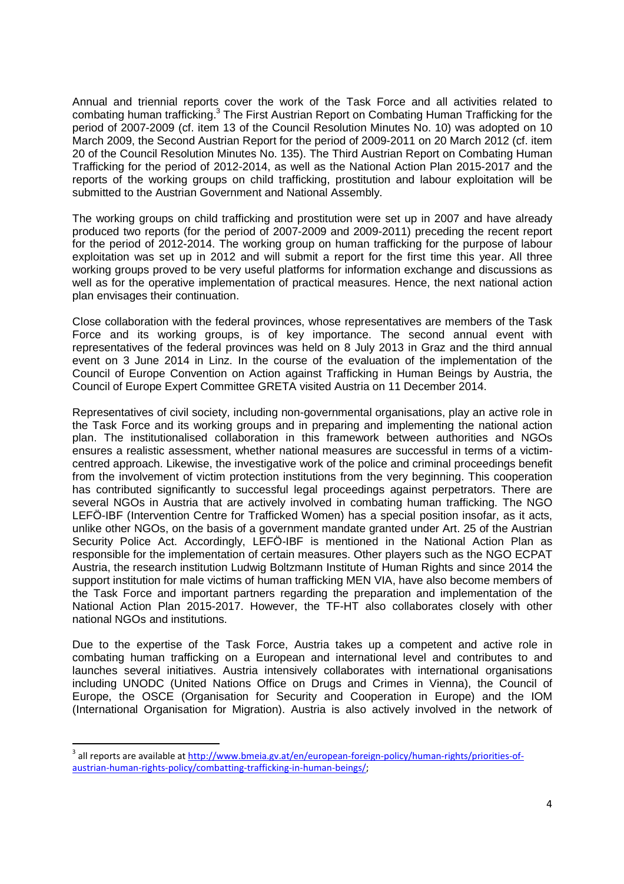Annual and triennial reports cover the work of the Task Force and all activities related to combating human trafficking.[3] The First Austrian Report on Combating Human Trafficking for the period of 2007-2009 (cf. item 13 of the Council Resolution Minutes No. 10) was adopted on 10 March 2009, the Second Austrian Report for the period of 2009-2011 on 20 March 2012 (cf. item 20 of the Council Resolution Minutes No. 135). The Third Austrian Report on Combating Human Trafficking for the period of 2012-2014, as well as the National Action Plan 2015-2017 and the reports of the working groups on child trafficking, prostitution and labour exploitation will be submitted to the Austrian Government and National Assembly.

The working groups on child trafficking and prostitution were set up in 2007 and have already produced two reports (for the period of 2007-2009 and 2009-2011) preceding the recent report for the period of 2012-2014. The working group on human trafficking for the purpose of labour exploitation was set up in 2012 and will submit a report for the first time this year. All three working groups proved to be very useful platforms for information exchange and discussions as well as for the operative implementation of practical measures. Hence, the next national action plan envisages their continuation.

Close collaboration with the federal provinces, whose representatives are members of the Task Force and its working groups, is of key importance. The second annual event with representatives of the federal provinces was held on 8 July 2013 in Graz and the third annual event on 3 June 2014 in Linz. In the course of the evaluation of the implementation of the Council of Europe Convention on Action against Trafficking in Human Beings by Austria, the Council of Europe Expert Committee GRETA visited Austria on 11 December 2014.

Representatives of civil society, including non-governmental organisations, play an active role in the Task Force and its working groups and in preparing and implementing the national action plan. The institutionalised collaboration in this framework between authorities and NGOs ensures a realistic assessment, whether national measures are successful in terms of a victim-centred approach. Likewise, the investigative work of the police and criminal proceedings benefit from the involvement of victim protection institutions from the very beginning. This cooperation has contributed significantly to successful legal proceedings against perpetrators. There are several NGOs in Austria that are actively involved in combating human trafficking. The NGO LEFÖ-IBF (Intervention Centre for Trafficked Women) has a special position insofar, as it acts, unlike other NGOs, on the basis of a government mandate granted under Art. 25 of the Austrian Security Police Act. Accordingly, LEFÖ-IBF is mentioned in the National Action Plan as responsible for the implementation of certain measures. Other players such as the NGO ECPAT Austria, the research institution Ludwig Boltzmann Institute of Human Rights and since 2014 the support institution for male victims of human trafficking MEN VIA, have also become members of the Task Force and important partners regarding the preparation and implementation of the National Action Plan 2015-2017. However, the TF-HT also collaborates closely with other national NGOs and institutions.

Due to the expertise of the Task Force, Austria takes up a competent and active role in combating human trafficking on a European and international level and contributes to and launches several initiatives. Austria intensively collaborates with international organisations including UNODC (United Nations Office on Drugs and Crimes in Vienna), the Council of Europe, the OSCE (Organisation for Security and Cooperation in Europe) and the IOM (International Organisation for Migration). Austria is also actively involved in the network of

---

[3] all reports are available at http://www.bmeia.gv.at/en/european-foreign-policy/human-rights/priorities-of-austrian-human-rights-policy/combatting-trafficking-in-human-beings/;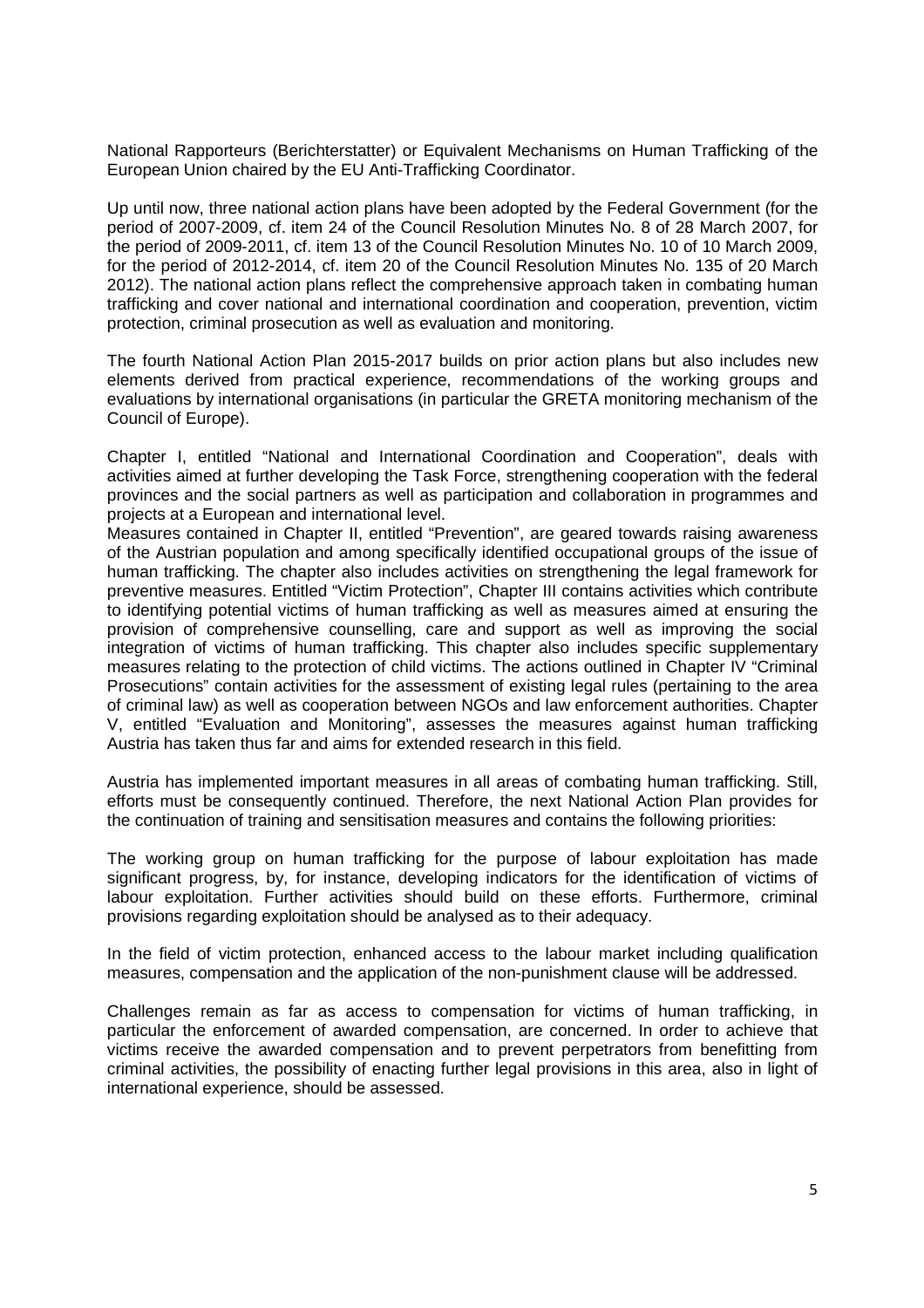National Rapporteurs (Berichterstatter) or Equivalent Mechanisms on Human Trafficking of the European Union chaired by the EU Anti-Trafficking Coordinator.

Up until now, three national action plans have been adopted by the Federal Government (for the period of 2007-2009, cf. item 24 of the Council Resolution Minutes No. 8 of 28 March 2007, for the period of 2009-2011, cf. item 13 of the Council Resolution Minutes No. 10 of 10 March 2009, for the period of 2012-2014, cf. item 20 of the Council Resolution Minutes No. 135 of 20 March 2012). The national action plans reflect the comprehensive approach taken in combating human trafficking and cover national and international coordination and cooperation, prevention, victim protection, criminal prosecution as well as evaluation and monitoring.

The fourth National Action Plan 2015-2017 builds on prior action plans but also includes new elements derived from practical experience, recommendations of the working groups and evaluations by international organisations (in particular the GRETA monitoring mechanism of the Council of Europe).

Chapter I, entitled "National and International Coordination and Cooperation", deals with activities aimed at further developing the Task Force, strengthening cooperation with the federal provinces and the social partners as well as participation and collaboration in programmes and projects at a European and international level.
Measures contained in Chapter II, entitled "Prevention", are geared towards raising awareness of the Austrian population and among specifically identified occupational groups of the issue of human trafficking. The chapter also includes activities on strengthening the legal framework for preventive measures. Entitled "Victim Protection", Chapter III contains activities which contribute to identifying potential victims of human trafficking as well as measures aimed at ensuring the provision of comprehensive counselling, care and support as well as improving the social integration of victims of human trafficking. This chapter also includes specific supplementary measures relating to the protection of child victims. The actions outlined in Chapter IV "Criminal Prosecutions" contain activities for the assessment of existing legal rules (pertaining to the area of criminal law) as well as cooperation between NGOs and law enforcement authorities. Chapter V, entitled "Evaluation and Monitoring", assesses the measures against human trafficking Austria has taken thus far and aims for extended research in this field.

Austria has implemented important measures in all areas of combating human trafficking. Still, efforts must be consequently continued. Therefore, the next National Action Plan provides for the continuation of training and sensitisation measures and contains the following priorities:

The working group on human trafficking for the purpose of labour exploitation has made significant progress, by, for instance, developing indicators for the identification of victims of labour exploitation. Further activities should build on these efforts. Furthermore, criminal provisions regarding exploitation should be analysed as to their adequacy.

In the field of victim protection, enhanced access to the labour market including qualification measures, compensation and the application of the non-punishment clause will be addressed.

Challenges remain as far as access to compensation for victims of human trafficking, in particular the enforcement of awarded compensation, are concerned. In order to achieve that victims receive the awarded compensation and to prevent perpetrators from benefitting from criminal activities, the possibility of enacting further legal provisions in this area, also in light of international experience, should be assessed.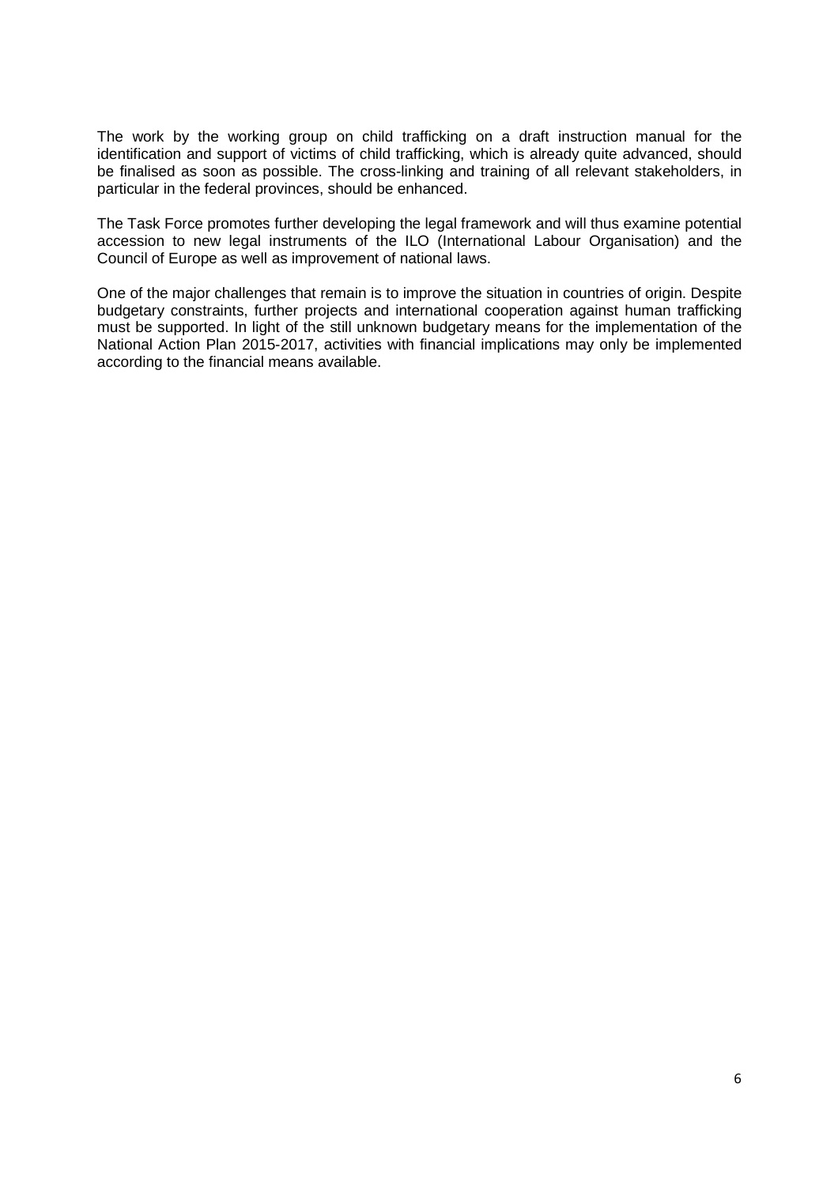The work by the working group on child trafficking on a draft instruction manual for the identification and support of victims of child trafficking, which is already quite advanced, should be finalised as soon as possible. The cross-linking and training of all relevant stakeholders, in particular in the federal provinces, should be enhanced.

The Task Force promotes further developing the legal framework and will thus examine potential accession to new legal instruments of the ILO (International Labour Organisation) and the Council of Europe as well as improvement of national laws.

One of the major challenges that remain is to improve the situation in countries of origin. Despite budgetary constraints, further projects and international cooperation against human trafficking must be supported. In light of the still unknown budgetary means for the implementation of the National Action Plan 2015-2017, activities with financial implications may only be implemented according to the financial means available.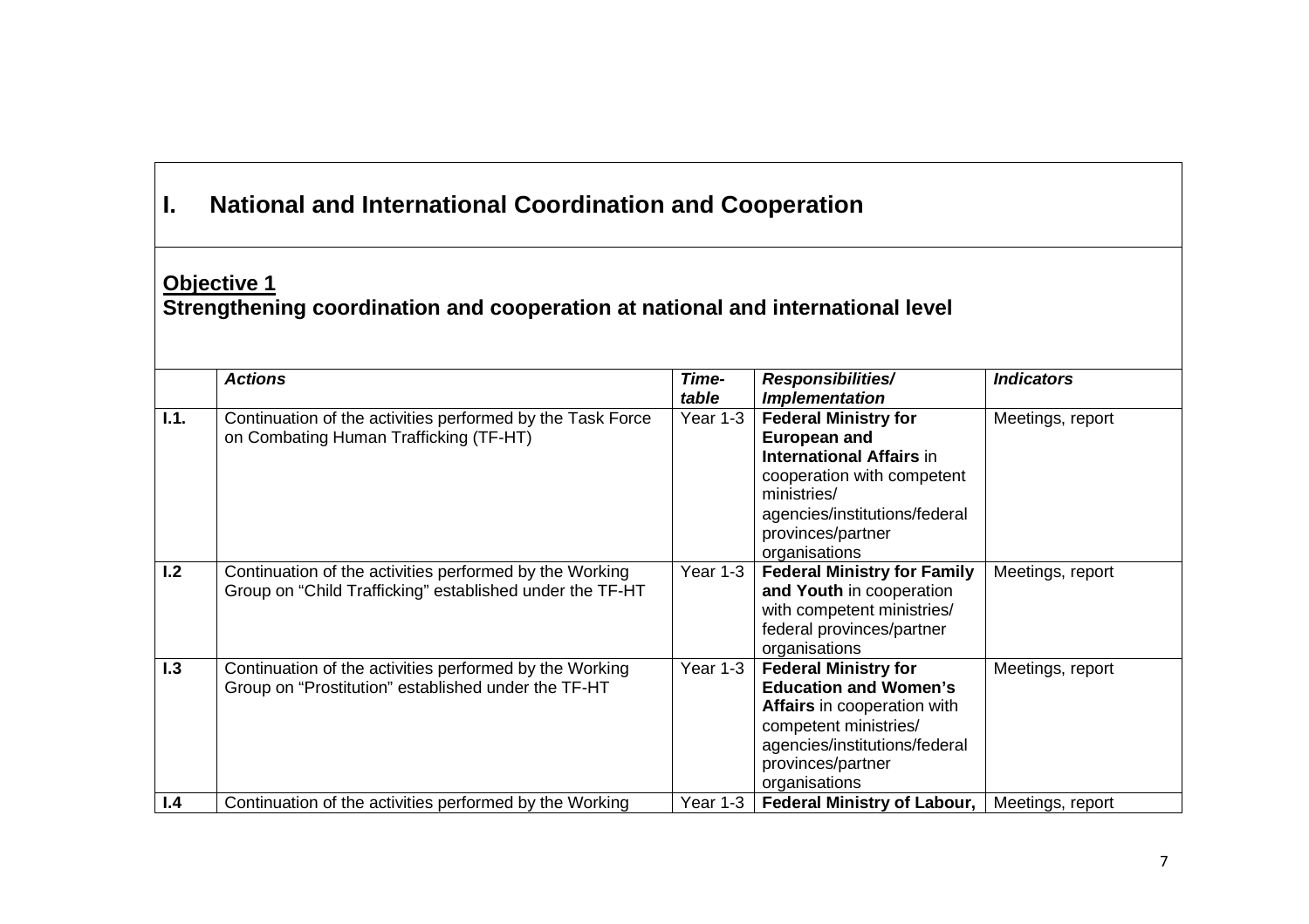# I. National and International Coordination and Cooperation

## Objective 1

**Strengthening coordination and cooperation at national and international level**

| | ***Actions*** | ***Time-table*** | ***Responsibilities/ Implementation*** | ***Indicators*** |
|---|---|---|---|---|
| **I.1.** | Continuation of the activities performed by the Task Force on Combating Human Trafficking (TF-HT) | Year 1-3 | **Federal Ministry for European and International Affairs** in cooperation with competent ministries/ agencies/institutions/federal provinces/partner organisations | Meetings, report |
| **I.2** | Continuation of the activities performed by the Working Group on "Child Trafficking" established under the TF-HT | Year 1-3 | **Federal Ministry for Family and Youth** in cooperation with competent ministries/ federal provinces/partner organisations | Meetings, report |
| **I.3** | Continuation of the activities performed by the Working Group on "Prostitution" established under the TF-HT | Year 1-3 | **Federal Ministry for Education and Women's Affairs** in cooperation with competent ministries/ agencies/institutions/federal provinces/partner organisations | Meetings, report |
| **I.4** | Continuation of the activities performed by the Working | Year 1-3 | **Federal Ministry of Labour,** | Meetings, report |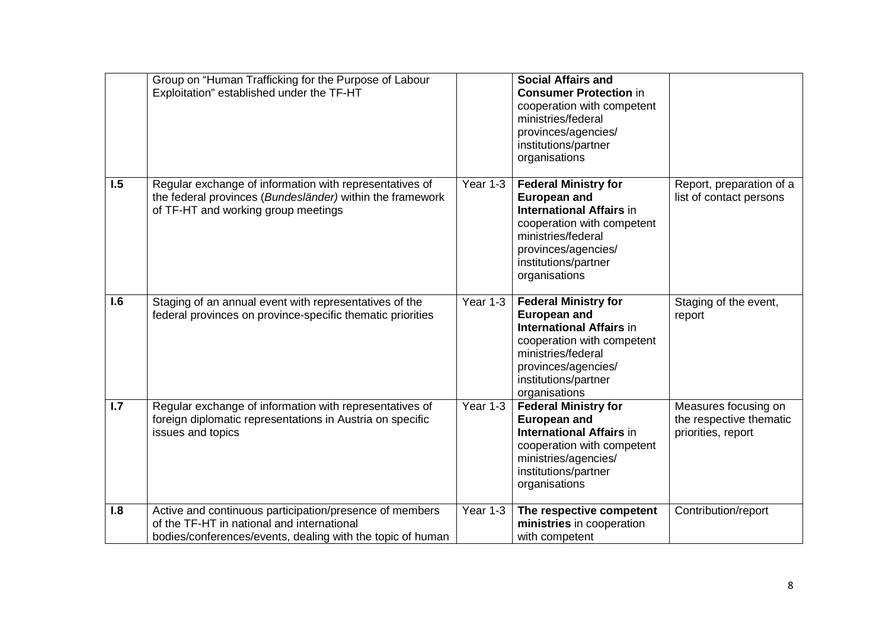| | | | | |
|---|---|---|---|---|
| | Group on "Human Trafficking for the Purpose of Labour Exploitation" established under the TF-HT | | **Social Affairs and Consumer Protection** in cooperation with competent ministries/federal provinces/agencies/ institutions/partner organisations | |
| **I.5** | Regular exchange of information with representatives of the federal provinces (*Bundesländer)* within the framework of TF-HT and working group meetings | Year 1-3 | **Federal Ministry for European and International Affairs** in cooperation with competent ministries/federal provinces/agencies/ institutions/partner organisations | Report, preparation of a list of contact persons |
| **I.6** | Staging of an annual event with representatives of the federal provinces on province-specific thematic priorities | Year 1-3 | **Federal Ministry for European and International Affairs** in cooperation with competent ministries/federal provinces/agencies/ institutions/partner organisations | Staging of the event, report |
| **I.7** | Regular exchange of information with representatives of foreign diplomatic representations in Austria on specific issues and topics | Year 1-3 | **Federal Ministry for European and International Affairs** in cooperation with competent ministries/agencies/ institutions/partner organisations | Measures focusing on the respective thematic priorities, report |
| **I.8** | Active and continuous participation/presence of members of the TF-HT in national and international bodies/conferences/events, dealing with the topic of human | Year 1-3 | **The respective competent ministries** in cooperation with competent | Contribution/report |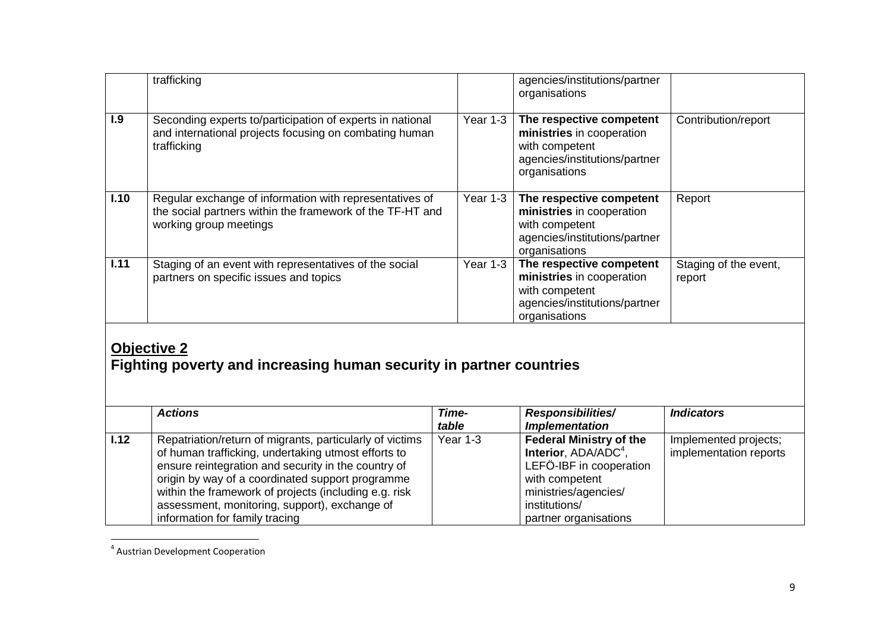|  | trafficking |  | agencies/institutions/partner organisations |  |
| --- | --- | --- | --- | --- |
| **I.9** | Seconding experts to/participation of experts in national and international projects focusing on combating human trafficking | Year 1-3 | **The respective competent ministries** in cooperation with competent agencies/institutions/partner organisations | Contribution/report |
| **I.10** | Regular exchange of information with representatives of the social partners within the framework of the TF-HT and working group meetings | Year 1-3 | **The respective competent ministries** in cooperation with competent agencies/institutions/partner organisations | Report |
| **I.11** | Staging of an event with representatives of the social partners on specific issues and topics | Year 1-3 | **The respective competent ministries** in cooperation with competent agencies/institutions/partner organisations | Staging of the event, report |

## Objective 2
## Fighting poverty and increasing human security in partner countries

|  | ***Actions*** | ***Time-table*** | ***Responsibilities/ Implementation*** | ***Indicators*** |
| --- | --- | --- | --- | --- |
| **I.12** | Repatriation/return of migrants, particularly of victims of human trafficking, undertaking utmost efforts to ensure reintegration and security in the country of origin by way of a coordinated support programme within the framework of projects (including e.g. risk assessment, monitoring, support), exchange of information for family tracing | Year 1-3 | **Federal Ministry of the Interior**, ADA/ADC[4], LEFÖ-IBF in cooperation with competent ministries/agencies/ institutions/ partner organisations | Implemented projects; implementation reports |

[4] Austrian Development Cooperation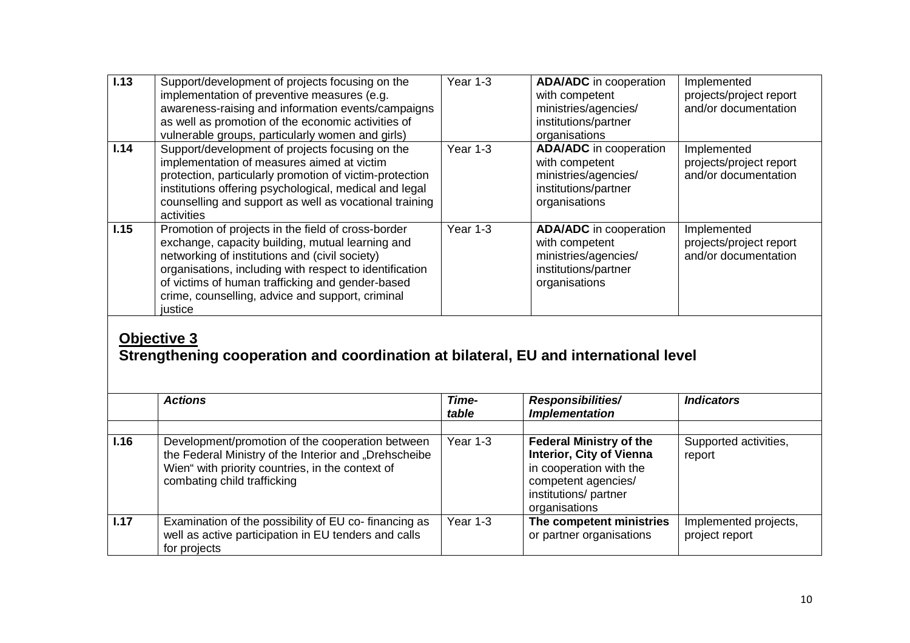| | | | | |
|---|---|---|---|---|
| **I.13** | Support/development of projects focusing on the implementation of preventive measures (e.g. awareness-raising and information events/campaigns as well as promotion of the economic activities of vulnerable groups, particularly women and girls) | Year 1-3 | **ADA/ADC** in cooperation with competent ministries/agencies/ institutions/partner organisations | Implemented projects/project report and/or documentation |
| **I.14** | Support/development of projects focusing on the implementation of measures aimed at victim protection, particularly promotion of victim-protection institutions offering psychological, medical and legal counselling and support as well as vocational training activities | Year 1-3 | **ADA/ADC** in cooperation with competent ministries/agencies/ institutions/partner organisations | Implemented projects/project report and/or documentation |
| **I.15** | Promotion of projects in the field of cross-border exchange, capacity building, mutual learning and networking of institutions and (civil society) organisations, including with respect to identification of victims of human trafficking and gender-based crime, counselling, advice and support, criminal justice | Year 1-3 | **ADA/ADC** in cooperation with competent ministries/agencies/ institutions/partner organisations | Implemented projects/project report and/or documentation |

## Objective 3
## Strengthening cooperation and coordination at bilateral, EU and international level

| | ***Actions*** | ***Time-table*** | ***Responsibilities/ Implementation*** | ***Indicators*** |
|---|---|---|---|---|
| | | | | |
| **I.16** | Development/promotion of the cooperation between the Federal Ministry of the Interior and „Drehscheibe Wien" with priority countries, in the context of combating child trafficking | Year 1-3 | **Federal Ministry of the Interior, City of Vienna** in cooperation with the competent agencies/ institutions/ partner organisations | Supported activities, report |
| **I.17** | Examination of the possibility of EU co- financing as well as active participation in EU tenders and calls for projects | Year 1-3 | **The competent ministries** or partner organisations | Implemented projects, project report |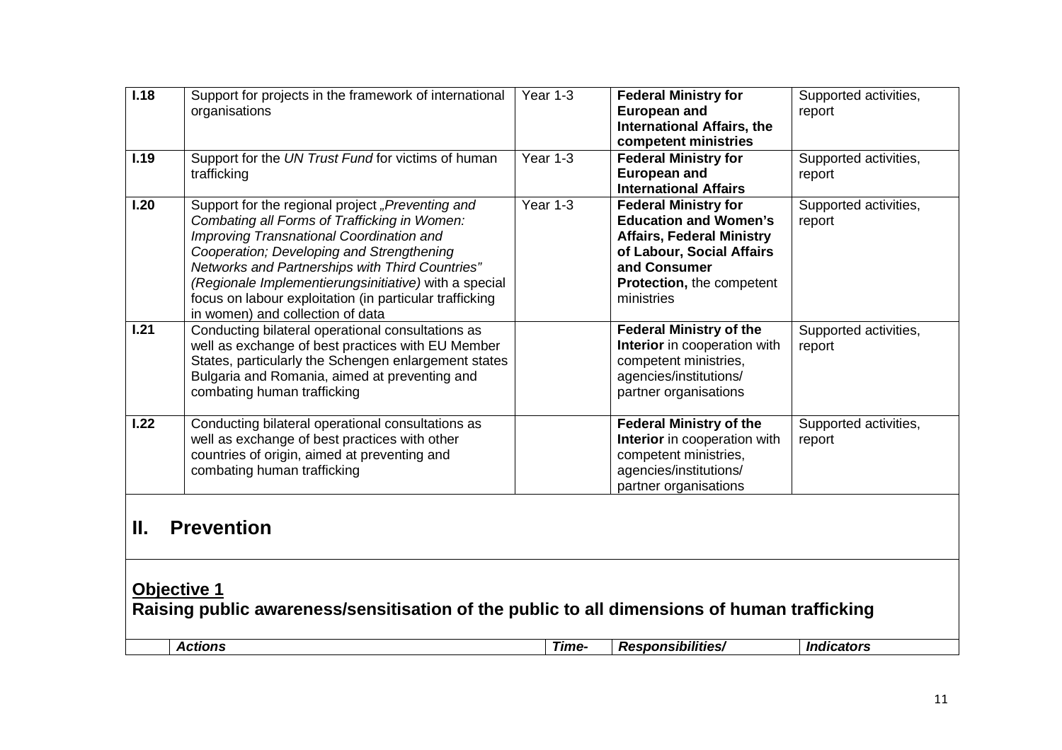| | | | | |
|---|---|---|---|---|
| **I.18** | Support for projects in the framework of international organisations | Year 1-3 | **Federal Ministry for European and International Affairs, the competent ministries** | Supported activities, report |
| **I.19** | Support for the *UN Trust Fund* for victims of human trafficking | Year 1-3 | **Federal Ministry for European and International Affairs** | Supported activities, report |
| **I.20** | Support for the regional project *„Preventing and Combating all Forms of Trafficking in Women: Improving Transnational Coordination and Cooperation; Developing and Strengthening Networks and Partnerships with Third Countries" (Regionale Implementierungsinitiative)* with a special focus on labour exploitation (in particular trafficking in women) and collection of data | Year 1-3 | **Federal Ministry for Education and Women's Affairs, Federal Ministry of Labour, Social Affairs and Consumer Protection,** the competent ministries | Supported activities, report |
| **I.21** | Conducting bilateral operational consultations as well as exchange of best practices with EU Member States, particularly the Schengen enlargement states Bulgaria and Romania, aimed at preventing and combating human trafficking | | **Federal Ministry of the Interior** in cooperation with competent ministries, agencies/institutions/ partner organisations | Supported activities, report |
| **I.22** | Conducting bilateral operational consultations as well as exchange of best practices with other countries of origin, aimed at preventing and combating human trafficking | | **Federal Ministry of the Interior** in cooperation with competent ministries, agencies/institutions/ partner organisations | Supported activities, report |

# II. Prevention

## Objective 1

## Raising public awareness/sensitisation of the public to all dimensions of human trafficking

| | *Actions* | *Time-* | *Responsibilities/* | *Indicators* |
|---|---|---|---|---|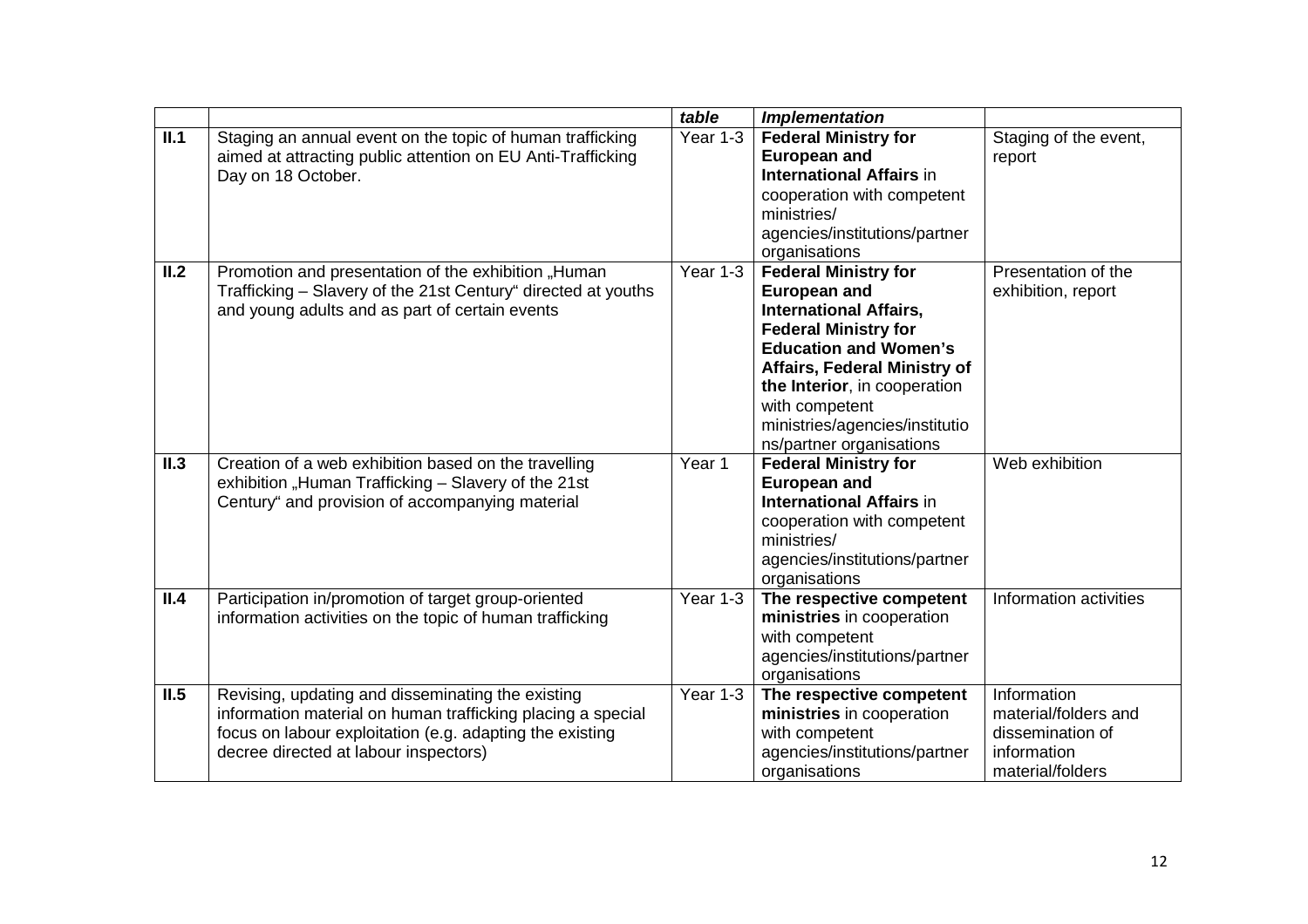| | | *table* | ***Implementation*** | |
|---|---|---|---|---|
| **II.1** | Staging an annual event on the topic of human trafficking aimed at attracting public attention on EU Anti-Trafficking Day on 18 October. | Year 1-3 | **Federal Ministry for European and International Affairs** in cooperation with competent ministries/ agencies/institutions/partner organisations | Staging of the event, report |
| **II.2** | Promotion and presentation of the exhibition „Human Trafficking – Slavery of the 21st Century" directed at youths and young adults and as part of certain events | Year 1-3 | **Federal Ministry for European and International Affairs, Federal Ministry for Education and Women's Affairs, Federal Ministry of the Interior**, in cooperation with competent ministries/agencies/institutions/partner organisations | Presentation of the exhibition, report |
| **II.3** | Creation of a web exhibition based on the travelling exhibition „Human Trafficking – Slavery of the 21st Century" and provision of accompanying material | Year 1 | **Federal Ministry for European and International Affairs** in cooperation with competent ministries/ agencies/institutions/partner organisations | Web exhibition |
| **II.4** | Participation in/promotion of target group-oriented information activities on the topic of human trafficking | Year 1-3 | **The respective competent ministries** in cooperation with competent agencies/institutions/partner organisations | Information activities |
| **II.5** | Revising, updating and disseminating the existing information material on human trafficking placing a special focus on labour exploitation (e.g. adapting the existing decree directed at labour inspectors) | Year 1-3 | **The respective competent ministries** in cooperation with competent agencies/institutions/partner organisations | Information material/folders and dissemination of information material/folders |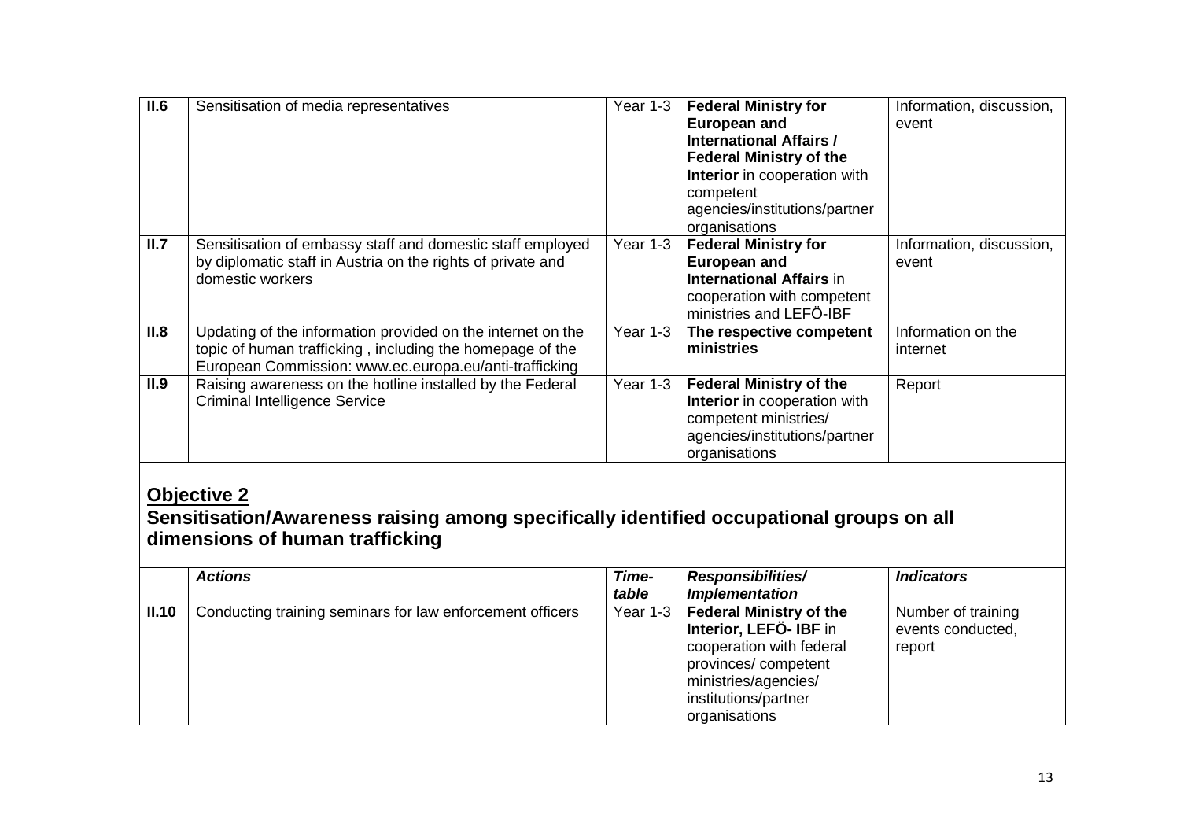| II.6 | Sensitisation of media representatives | Year 1-3 | **Federal Ministry for European and International Affairs / Federal Ministry of the Interior** in cooperation with competent agencies/institutions/partner organisations | Information, discussion, event |
|---|---|---|---|---|
| **II.7** | Sensitisation of embassy staff and domestic staff employed by diplomatic staff in Austria on the rights of private and domestic workers | Year 1-3 | **Federal Ministry for European and International Affairs** in cooperation with competent ministries and LEFÖ-IBF | Information, discussion, event |
| **II.8** | Updating of the information provided on the internet on the topic of human trafficking , including the homepage of the European Commission: www.ec.europa.eu/anti-trafficking | Year 1-3 | **The respective competent ministries** | Information on the internet |
| **II.9** | Raising awareness on the hotline installed by the Federal Criminal Intelligence Service | Year 1-3 | **Federal Ministry of the Interior** in cooperation with competent ministries/ agencies/institutions/partner organisations | Report |

## Objective 2

### Sensitisation/Awareness raising among specifically identified occupational groups on all dimensions of human trafficking

| | *Actions* | *Time-table* | *Responsibilities/ Implementation* | *Indicators* |
|---|---|---|---|---|
| **II.10** | Conducting training seminars for law enforcement officers | Year 1-3 | **Federal Ministry of the Interior, LEFÖ- IBF** in cooperation with federal provinces/ competent ministries/agencies/ institutions/partner organisations | Number of training events conducted, report |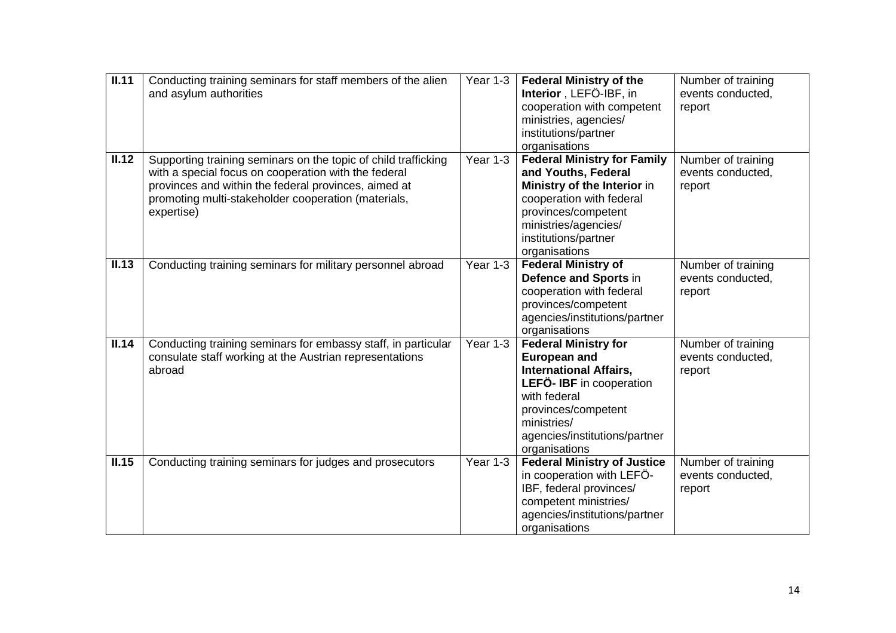| **II.11** | Conducting training seminars for staff members of the alien and asylum authorities | Year 1-3 | **Federal Ministry of the Interior** , LEFÖ-IBF, in cooperation with competent ministries, agencies/ institutions/partner organisations | Number of training events conducted, report |
|---|---|---|---|---|
| **II.12** | Supporting training seminars on the topic of child trafficking with a special focus on cooperation with the federal provinces and within the federal provinces, aimed at promoting multi-stakeholder cooperation (materials, expertise) | Year 1-3 | **Federal Ministry for Family and Youths, Federal Ministry of the Interior** in cooperation with federal provinces/competent ministries/agencies/ institutions/partner organisations | Number of training events conducted, report |
| **II.13** | Conducting training seminars for military personnel abroad | Year 1-3 | **Federal Ministry of Defence and Sports** in cooperation with federal provinces/competent agencies/institutions/partner organisations | Number of training events conducted, report |
| **II.14** | Conducting training seminars for embassy staff, in particular consulate staff working at the Austrian representations abroad | Year 1-3 | **Federal Ministry for European and International Affairs, LEFÖ- IBF** in cooperation with federal provinces/competent ministries/ agencies/institutions/partner organisations | Number of training events conducted, report |
| **II.15** | Conducting training seminars for judges and prosecutors | Year 1-3 | **Federal Ministry of Justice** in cooperation with LEFÖ-IBF, federal provinces/ competent ministries/ agencies/institutions/partner organisations | Number of training events conducted, report |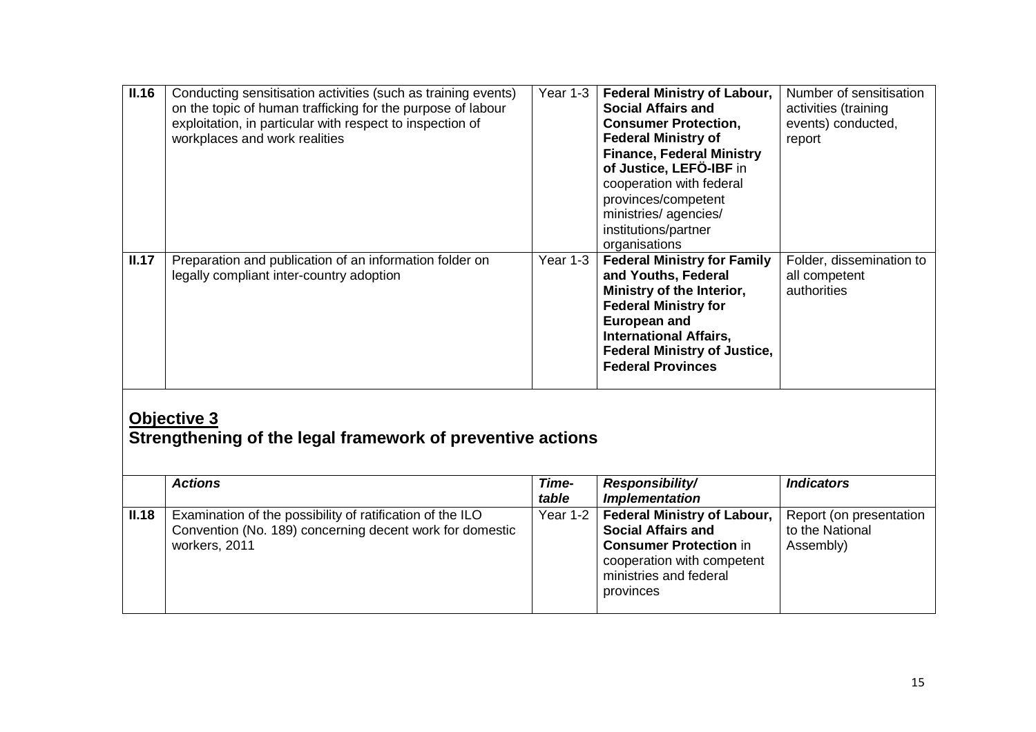| | | | | |
|---|---|---|---|---|
| **II.16** | Conducting sensitisation activities (such as training events) on the topic of human trafficking for the purpose of labour exploitation, in particular with respect to inspection of workplaces and work realities | Year 1-3 | **Federal Ministry of Labour, Social Affairs and Consumer Protection, Federal Ministry of Finance, Federal Ministry of Justice, LEFÖ-IBF** in cooperation with federal provinces/competent ministries/ agencies/ institutions/partner organisations | Number of sensitisation activities (training events) conducted, report |
| **II.17** | Preparation and publication of an information folder on legally compliant inter-country adoption | Year 1-3 | **Federal Ministry for Family and Youths, Federal Ministry of the Interior, Federal Ministry for European and International Affairs, Federal Ministry of Justice, Federal Provinces** | Folder, dissemination to all competent authorities |

## Objective 3

## Strengthening of the legal framework of preventive actions

| | *Actions* | *Time-table* | *Responsibility/ Implementation* | *Indicators* |
|---|---|---|---|---|
| **II.18** | Examination of the possibility of ratification of the ILO Convention (No. 189) concerning decent work for domestic workers, 2011 | Year 1-2 | **Federal Ministry of Labour, Social Affairs and Consumer Protection** in cooperation with competent ministries and federal provinces | Report (on presentation to the National Assembly) |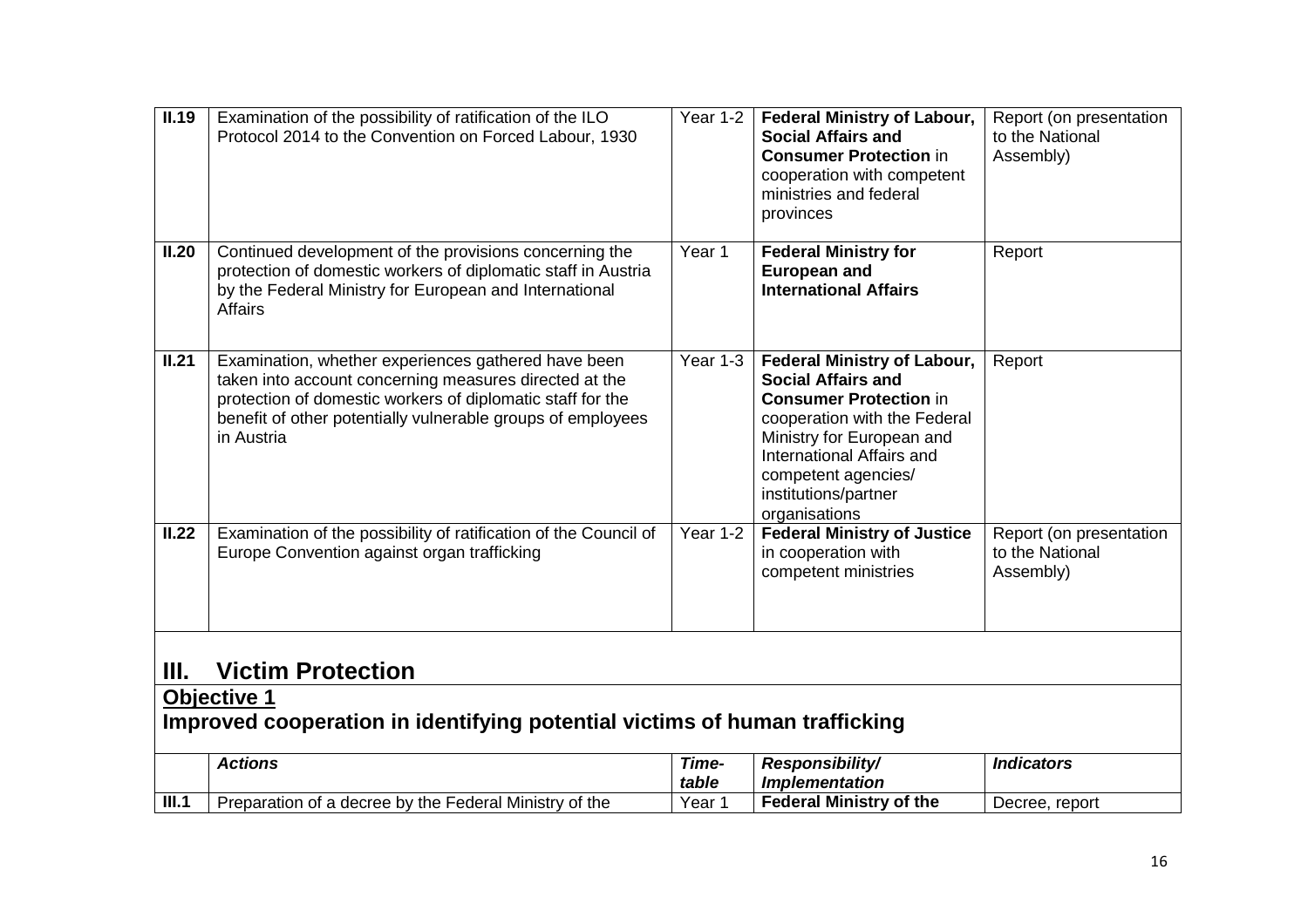| | | | | |
|---|---|---|---|---|
| **II.19** | Examination of the possibility of ratification of the ILO Protocol 2014 to the Convention on Forced Labour, 1930 | Year 1-2 | **Federal Ministry of Labour, Social Affairs and Consumer Protection** in cooperation with competent ministries and federal provinces | Report (on presentation to the National Assembly) |
| **II.20** | Continued development of the provisions concerning the protection of domestic workers of diplomatic staff in Austria by the Federal Ministry for European and International Affairs | Year 1 | **Federal Ministry for European and International Affairs** | Report |
| **II.21** | Examination, whether experiences gathered have been taken into account concerning measures directed at the protection of domestic workers of diplomatic staff for the benefit of other potentially vulnerable groups of employees in Austria | Year 1-3 | **Federal Ministry of Labour, Social Affairs and Consumer Protection** in cooperation with the Federal Ministry for European and International Affairs and competent agencies/ institutions/partner organisations | Report |
| **II.22** | Examination of the possibility of ratification of the Council of Europe Convention against organ trafficking | Year 1-2 | **Federal Ministry of Justice** in cooperation with competent ministries | Report (on presentation to the National Assembly) |

# III. Victim Protection

## Objective 1

## Improved cooperation in identifying potential victims of human trafficking

| | ***Actions*** | ***Time-table*** | ***Responsibility/ Implementation*** | ***Indicators*** |
|---|---|---|---|---|
| **III.1** | Preparation of a decree by the Federal Ministry of the | Year 1 | **Federal Ministry of the** | Decree, report |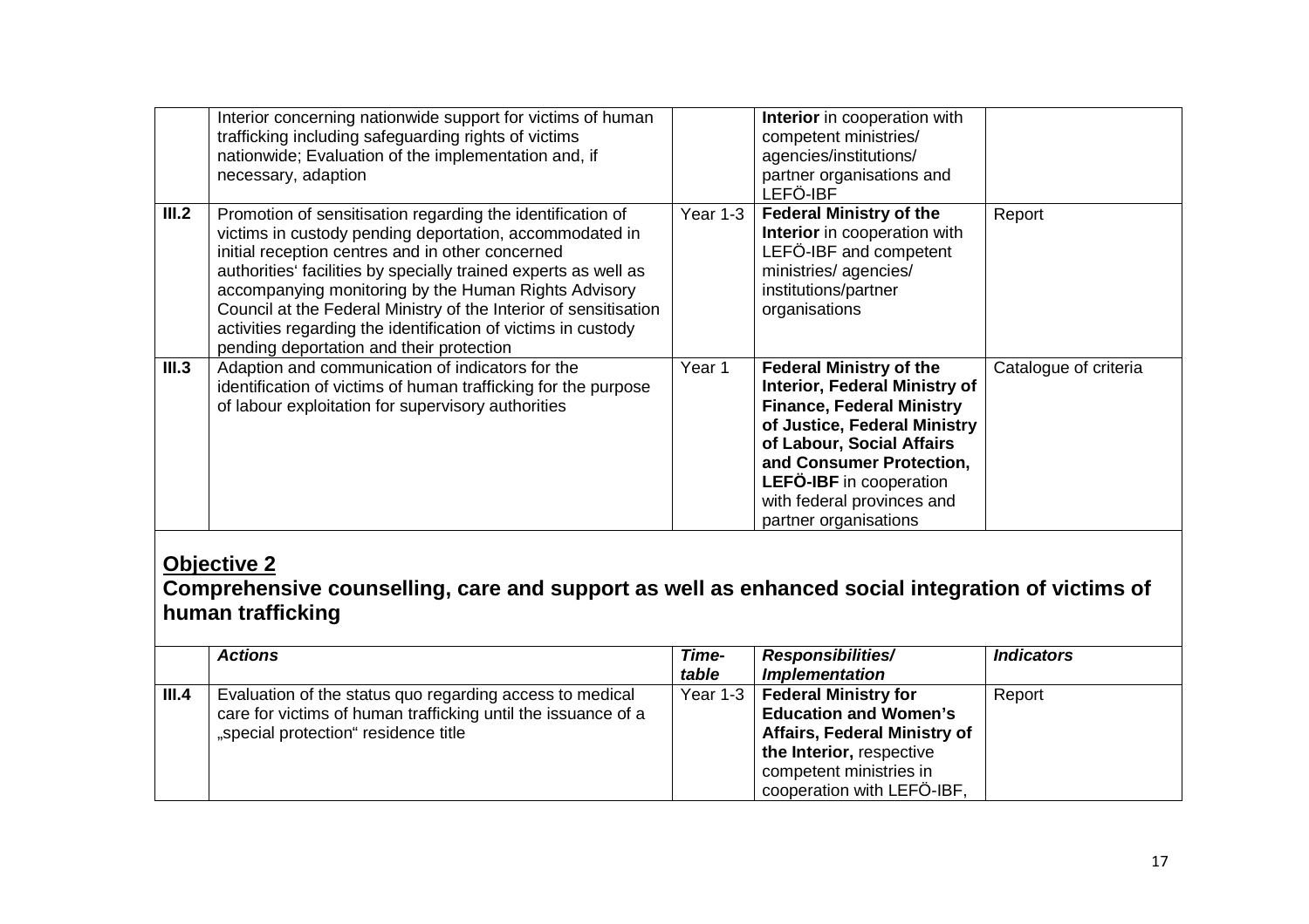| | | | | |
|---|---|---|---|---|
| | Interior concerning nationwide support for victims of human trafficking including safeguarding rights of victims nationwide; Evaluation of the implementation and, if necessary, adaption | | **Interior** in cooperation with competent ministries/ agencies/institutions/ partner organisations and LEFÖ-IBF | |
| **III.2** | Promotion of sensitisation regarding the identification of victims in custody pending deportation, accommodated in initial reception centres and in other concerned authorities' facilities by specially trained experts as well as accompanying monitoring by the Human Rights Advisory Council at the Federal Ministry of the Interior of sensitisation activities regarding the identification of victims in custody pending deportation and their protection | Year 1-3 | **Federal Ministry of the Interior** in cooperation with LEFÖ-IBF and competent ministries/ agencies/ institutions/partner organisations | Report |
| **III.3** | Adaption and communication of indicators for the identification of victims of human trafficking for the purpose of labour exploitation for supervisory authorities | Year 1 | **Federal Ministry of the Interior, Federal Ministry of Finance, Federal Ministry of Justice, Federal Ministry of Labour, Social Affairs and Consumer Protection, LEFÖ-IBF** in cooperation with federal provinces and partner organisations | Catalogue of criteria |

## Objective 2

### Comprehensive counselling, care and support as well as enhanced social integration of victims of human trafficking

| | *Actions* | *Time-table* | *Responsibilities/ Implementation* | *Indicators* |
|---|---|---|---|---|
| **III.4** | Evaluation of the status quo regarding access to medical care for victims of human trafficking until the issuance of a „special protection" residence title | Year 1-3 | **Federal Ministry for Education and Women's Affairs, Federal Ministry of the Interior,** respective competent ministries in cooperation with LEFÖ-IBF, | Report |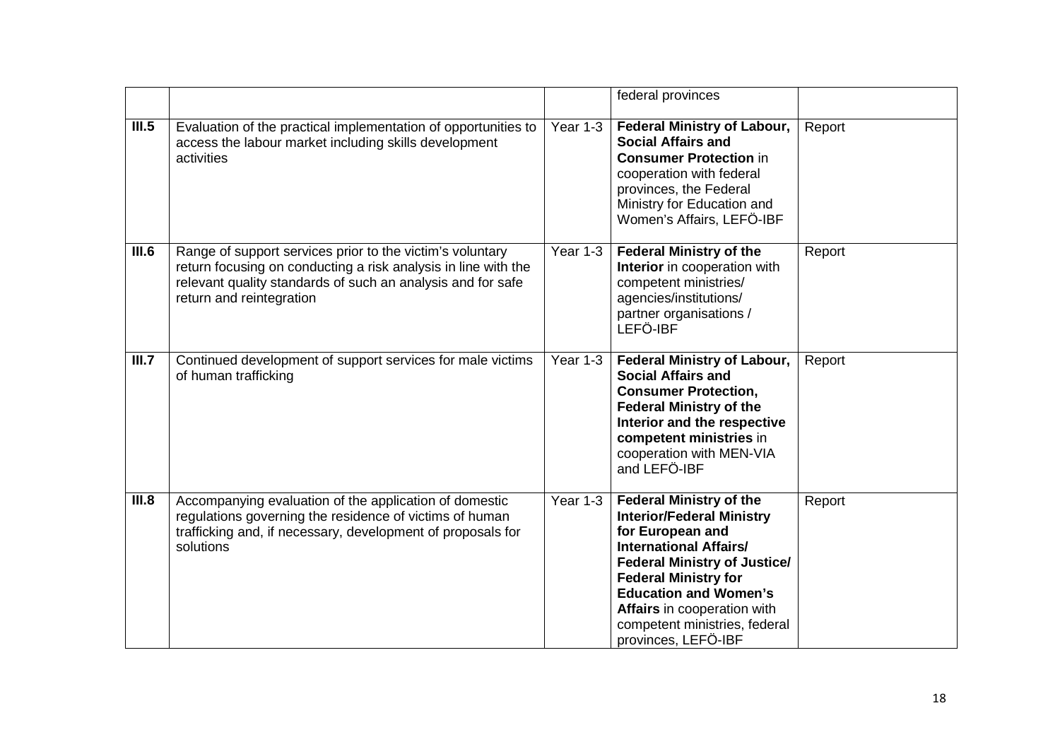| | | | | |
|---|---|---|---|---|
| | | | federal provinces | |
| **III.5** | Evaluation of the practical implementation of opportunities to access the labour market including skills development activities | Year 1-3 | **Federal Ministry of Labour, Social Affairs and Consumer Protection** in cooperation with federal provinces, the Federal Ministry for Education and Women's Affairs, LEFÖ-IBF | Report |
| **III.6** | Range of support services prior to the victim's voluntary return focusing on conducting a risk analysis in line with the relevant quality standards of such an analysis and for safe return and reintegration | Year 1-3 | **Federal Ministry of the Interior** in cooperation with competent ministries/ agencies/institutions/ partner organisations / LEFÖ-IBF | Report |
| **III.7** | Continued development of support services for male victims of human trafficking | Year 1-3 | **Federal Ministry of Labour, Social Affairs and Consumer Protection, Federal Ministry of the Interior and the respective competent ministries** in cooperation with MEN-VIA and LEFÖ-IBF | Report |
| **III.8** | Accompanying evaluation of the application of domestic regulations governing the residence of victims of human trafficking and, if necessary, development of proposals for solutions | Year 1-3 | **Federal Ministry of the Interior/Federal Ministry for European and International Affairs/ Federal Ministry of Justice/ Federal Ministry for Education and Women's Affairs** in cooperation with competent ministries, federal provinces, LEFÖ-IBF | Report |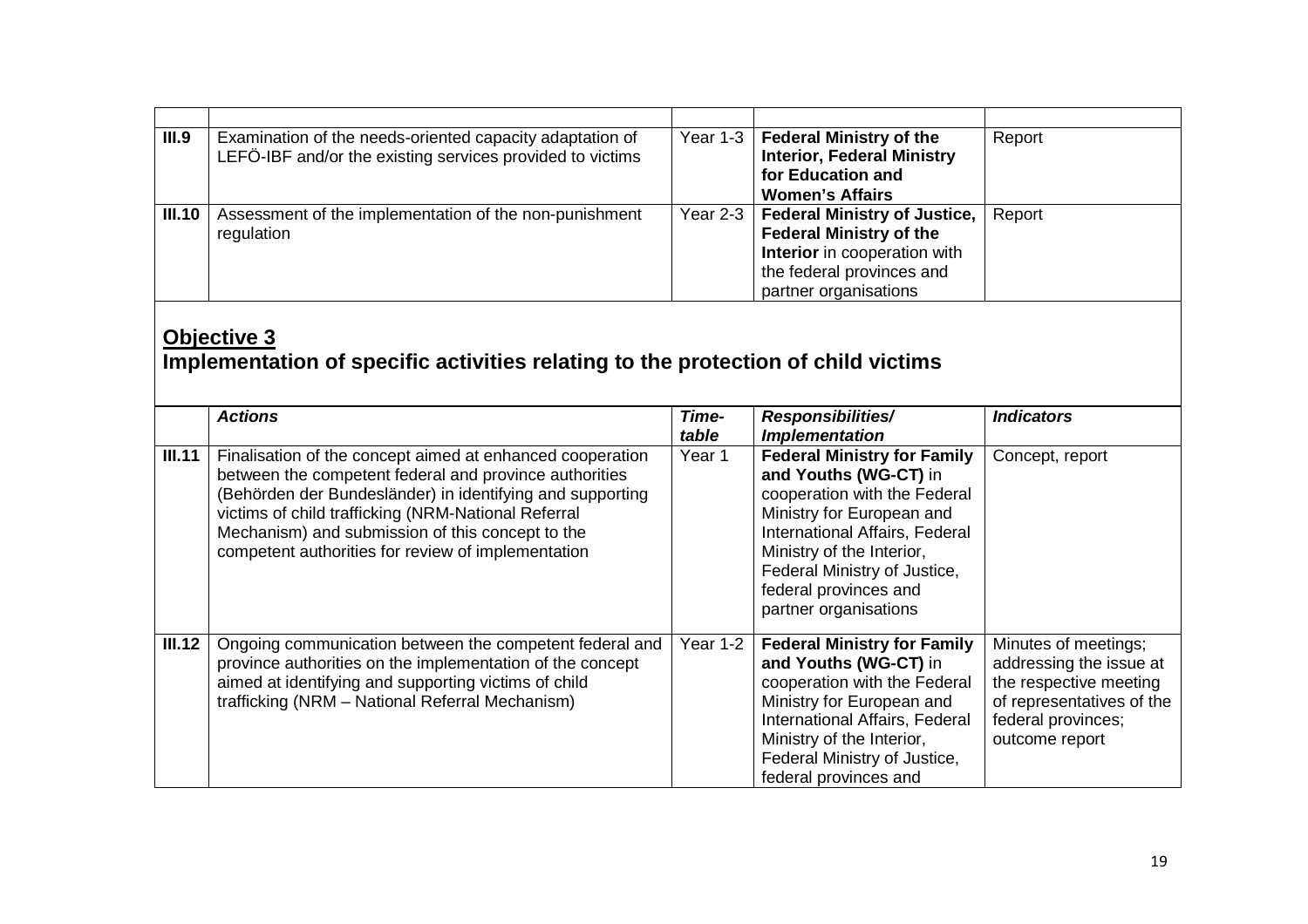| | | | | |
|---|---|---|---|---|
| **III.9** | Examination of the needs-oriented capacity adaptation of LEFÖ-IBF and/or the existing services provided to victims | Year 1-3 | **Federal Ministry of the Interior, Federal Ministry for Education and Women's Affairs** | Report |
| **III.10** | Assessment of the implementation of the non-punishment regulation | Year 2-3 | **Federal Ministry of Justice, Federal Ministry of the Interior** in cooperation with the federal provinces and partner organisations | Report |

## Objective 3

## Implementation of specific activities relating to the protection of child victims

| | *Actions* | *Time-table* | *Responsibilities/ Implementation* | *Indicators* |
|---|---|---|---|---|
| **III.11** | Finalisation of the concept aimed at enhanced cooperation between the competent federal and province authorities (Behörden der Bundesländer) in identifying and supporting victims of child trafficking (NRM-National Referral Mechanism) and submission of this concept to the competent authorities for review of implementation | Year 1 | **Federal Ministry for Family and Youths (WG-CT)** in cooperation with the Federal Ministry for European and International Affairs, Federal Ministry of the Interior, Federal Ministry of Justice, federal provinces and partner organisations | Concept, report |
| **III.12** | Ongoing communication between the competent federal and province authorities on the implementation of the concept aimed at identifying and supporting victims of child trafficking (NRM – National Referral Mechanism) | Year 1-2 | **Federal Ministry for Family and Youths (WG-CT)** in cooperation with the Federal Ministry for European and International Affairs, Federal Ministry of the Interior, Federal Ministry of Justice, federal provinces and | Minutes of meetings; addressing the issue at the respective meeting of representatives of the federal provinces; outcome report |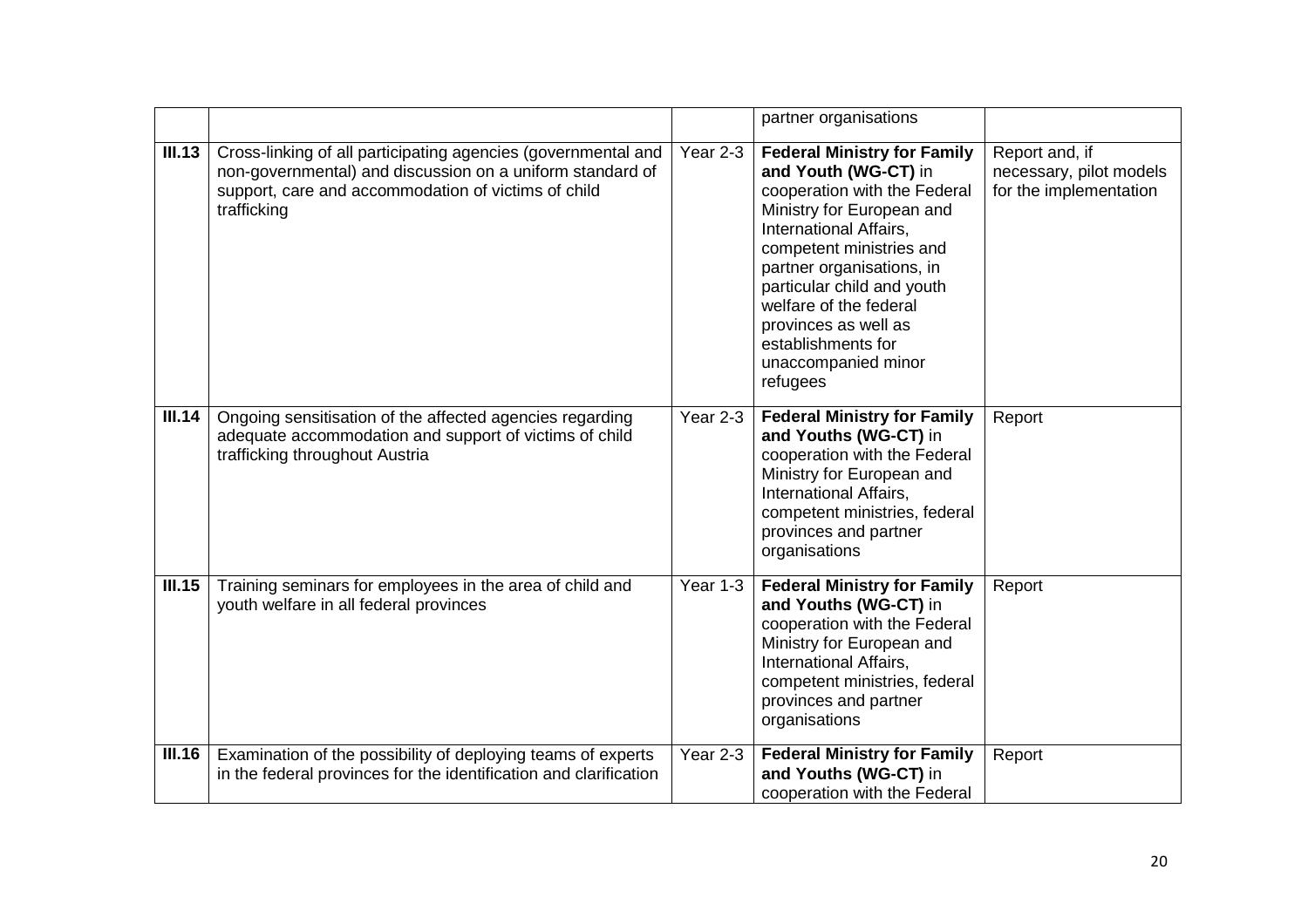| | | | | |
|---|---|---|---|---|
| | | | partner organisations | |
| **III.13** | Cross-linking of all participating agencies (governmental and non-governmental) and discussion on a uniform standard of support, care and accommodation of victims of child trafficking | Year 2-3 | **Federal Ministry for Family and Youth (WG-CT)** in cooperation with the Federal Ministry for European and International Affairs, competent ministries and partner organisations, in particular child and youth welfare of the federal provinces as well as establishments for unaccompanied minor refugees | Report and, if necessary, pilot models for the implementation |
| **III.14** | Ongoing sensitisation of the affected agencies regarding adequate accommodation and support of victims of child trafficking throughout Austria | Year 2-3 | **Federal Ministry for Family and Youths (WG-CT)** in cooperation with the Federal Ministry for European and International Affairs, competent ministries, federal provinces and partner organisations | Report |
| **III.15** | Training seminars for employees in the area of child and youth welfare in all federal provinces | Year 1-3 | **Federal Ministry for Family and Youths (WG-CT)** in cooperation with the Federal Ministry for European and International Affairs, competent ministries, federal provinces and partner organisations | Report |
| **III.16** | Examination of the possibility of deploying teams of experts in the federal provinces for the identification and clarification | Year 2-3 | **Federal Ministry for Family and Youths (WG-CT)** in cooperation with the Federal | Report |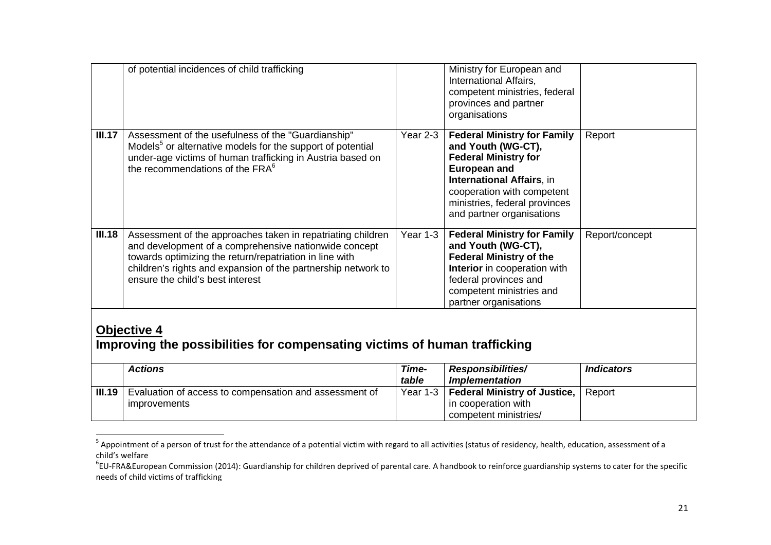| | | | | |
|---|---|---|---|---|
| | of potential incidences of child trafficking | | Ministry for European and International Affairs, competent ministries, federal provinces and partner organisations | |
| **III.17** | Assessment of the usefulness of the "Guardianship" Models[5] or alternative models for the support of potential under-age victims of human trafficking in Austria based on the recommendations of the FRA[6] | Year 2-3 | **Federal Ministry for Family and Youth (WG-CT), Federal Ministry for European and International Affairs**, in cooperation with competent ministries, federal provinces and partner organisations | Report |
| **III.18** | Assessment of the approaches taken in repatriating children and development of a comprehensive nationwide concept towards optimizing the return/repatriation in line with children's rights and expansion of the partnership network to ensure the child's best interest | Year 1-3 | **Federal Ministry for Family and Youth (WG-CT), Federal Ministry of the Interior** in cooperation with federal provinces and competent ministries and partner organisations | Report/concept |

## Objective 4

## Improving the possibilities for compensating victims of human trafficking

| | *Actions* | *Time-table* | *Responsibilities/ Implementation* | *Indicators* |
|---|---|---|---|---|
| **III.19** | Evaluation of access to compensation and assessment of improvements | Year 1-3 | **Federal Ministry of Justice,** in cooperation with competent ministries/ | Report |

[5] Appointment of a person of trust for the attendance of a potential victim with regard to all activities (status of residency, health, education, assessment of a child's welfare

[6] EU-FRA&European Commission (2014): Guardianship for children deprived of parental care. A handbook to reinforce guardianship systems to cater for the specific needs of child victims of trafficking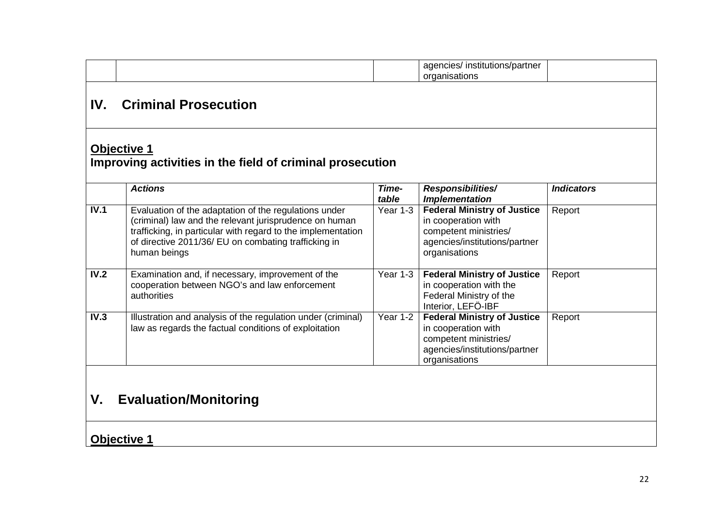| | | | agencies/ institutions/partner organisations | |
|---|---|---|---|---|

## IV. Criminal Prosecution

### Objective 1
**Improving activities in the field of criminal prosecution**

| | *Actions* | *Time-table* | *Responsibilities/ Implementation* | *Indicators* |
|---|---|---|---|---|
| **IV.1** | Evaluation of the adaptation of the regulations under (criminal) law and the relevant jurisprudence on human trafficking, in particular with regard to the implementation of directive 2011/36/ EU on combating trafficking in human beings | Year 1-3 | **Federal Ministry of Justice** in cooperation with competent ministries/ agencies/institutions/partner organisations | Report |
| **IV.2** | Examination and, if necessary, improvement of the cooperation between NGO's and law enforcement authorities | Year 1-3 | **Federal Ministry of Justice** in cooperation with the Federal Ministry of the Interior, LEFÖ-IBF | Report |
| **IV.3** | Illustration and analysis of the regulation under (criminal) law as regards the factual conditions of exploitation | Year 1-2 | **Federal Ministry of Justice** in cooperation with competent ministries/ agencies/institutions/partner organisations | Report |

## V. Evaluation/Monitoring

### Objective 1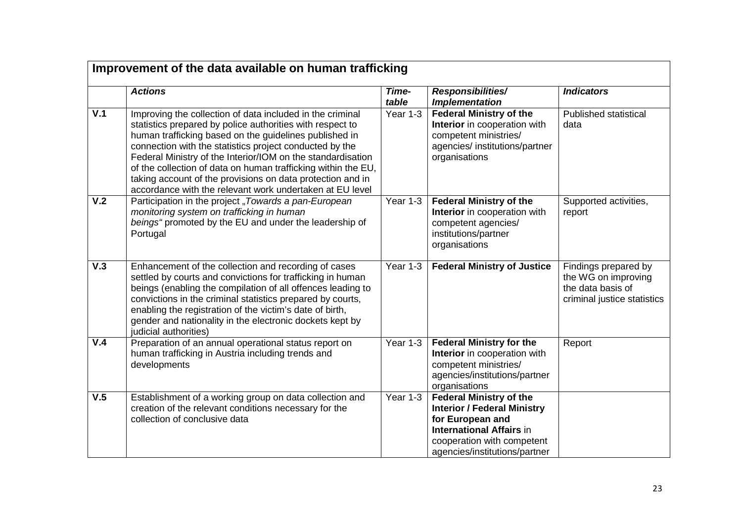| Improvement of the data available on human trafficking | | | | |
|---|---|---|---|---|
| | ***Actions*** | ***Time-table*** | ***Responsibilities/ Implementation*** | ***Indicators*** |
| **V.1** | Improving the collection of data included in the criminal statistics prepared by police authorities with respect to human trafficking based on the guidelines published in connection with the statistics project conducted by the Federal Ministry of the Interior/IOM on the standardisation of the collection of data on human trafficking within the EU, taking account of the provisions on data protection and in accordance with the relevant work undertaken at EU level | Year 1-3 | **Federal Ministry of the Interior** in cooperation with competent ministries/ agencies/ institutions/partner organisations | Published statistical data |
| **V.2** | Participation in the project „*Towards a pan-European monitoring system on trafficking in human beings*“ promoted by the EU and under the leadership of Portugal | Year 1-3 | **Federal Ministry of the Interior** in cooperation with competent agencies/ institutions/partner organisations | Supported activities, report |
| **V.3** | Enhancement of the collection and recording of cases settled by courts and convictions for trafficking in human beings (enabling the compilation of all offences leading to convictions in the criminal statistics prepared by courts, enabling the registration of the victim's date of birth, gender and nationality in the electronic dockets kept by judicial authorities) | Year 1-3 | **Federal Ministry of Justice** | Findings prepared by the WG on improving the data basis of criminal justice statistics |
| **V.4** | Preparation of an annual operational status report on human trafficking in Austria including trends and developments | Year 1-3 | **Federal Ministry for the Interior** in cooperation with competent ministries/ agencies/institutions/partner organisations | Report |
| **V.5** | Establishment of a working group on data collection and creation of the relevant conditions necessary for the collection of conclusive data | Year 1-3 | **Federal Ministry of the Interior / Federal Ministry for European and International Affairs** in cooperation with competent agencies/institutions/partner | |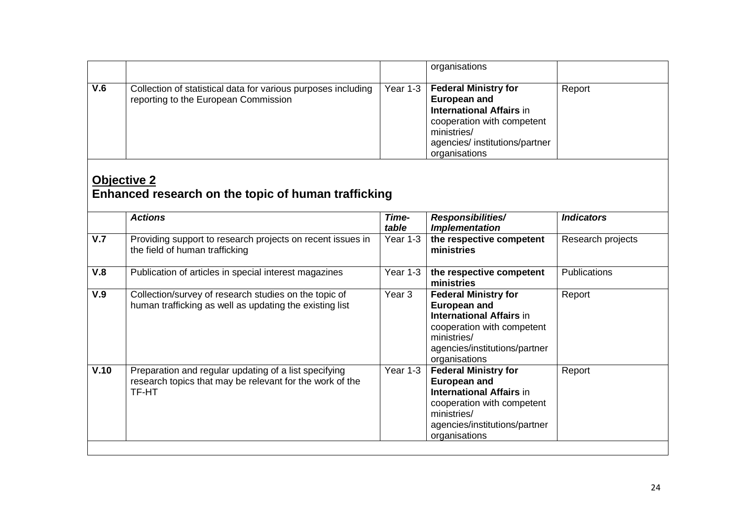| | | | | |
|---|---|---|---|---|
| | | | organisations | |
| **V.6** | Collection of statistical data for various purposes including reporting to the European Commission | Year 1-3 | **Federal Ministry for European and International Affairs** in cooperation with competent ministries/ agencies/ institutions/partner organisations | Report |

## Objective 2
## Enhanced research on the topic of human trafficking

| | ***Actions*** | ***Time-table*** | ***Responsibilities/ Implementation*** | ***Indicators*** |
|---|---|---|---|---|
| **V.7** | Providing support to research projects on recent issues in the field of human trafficking | Year 1-3 | **the respective competent ministries** | Research projects |
| **V.8** | Publication of articles in special interest magazines | Year 1-3 | **the respective competent ministries** | Publications |
| **V.9** | Collection/survey of research studies on the topic of human trafficking as well as updating the existing list | Year 3 | **Federal Ministry for European and International Affairs** in cooperation with competent ministries/ agencies/institutions/partner organisations | Report |
| **V.10** | Preparation and regular updating of a list specifying research topics that may be relevant for the work of the TF-HT | Year 1-3 | **Federal Ministry for European and International Affairs** in cooperation with competent ministries/ agencies/institutions/partner organisations | Report |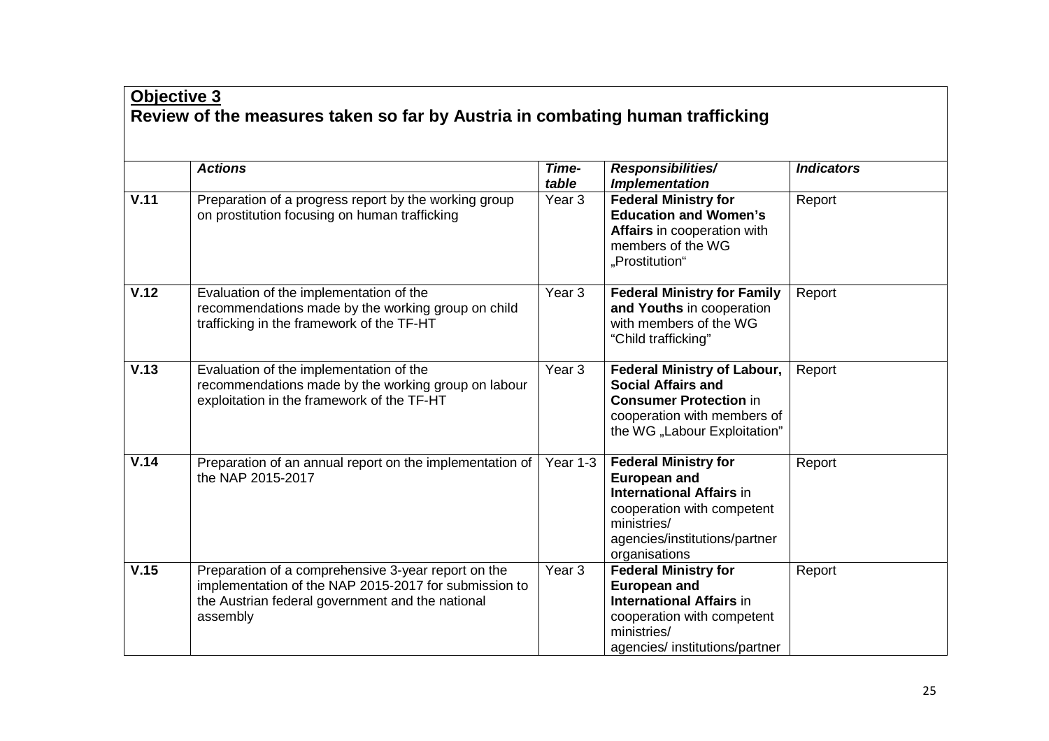**Objective 3**

**Review of the measures taken so far by Austria in combating human trafficking**

| | *Actions* | *Time-table* | *Responsibilities/ Implementation* | *Indicators* |
|---|---|---|---|---|
| **V.11** | Preparation of a progress report by the working group on prostitution focusing on human trafficking | Year 3 | **Federal Ministry for Education and Women's Affairs** in cooperation with members of the WG „Prostitution" | Report |
| **V.12** | Evaluation of the implementation of the recommendations made by the working group on child trafficking in the framework of the TF-HT | Year 3 | **Federal Ministry for Family and Youths** in cooperation with members of the WG "Child trafficking" | Report |
| **V.13** | Evaluation of the implementation of the recommendations made by the working group on labour exploitation in the framework of the TF-HT | Year 3 | **Federal Ministry of Labour, Social Affairs and Consumer Protection** in cooperation with members of the WG „Labour Exploitation" | Report |
| **V.14** | Preparation of an annual report on the implementation of the NAP 2015-2017 | Year 1-3 | **Federal Ministry for European and International Affairs** in cooperation with competent ministries/ agencies/institutions/partner organisations | Report |
| **V.15** | Preparation of a comprehensive 3-year report on the implementation of the NAP 2015-2017 for submission to the Austrian federal government and the national assembly | Year 3 | **Federal Ministry for European and International Affairs** in cooperation with competent ministries/ agencies/ institutions/partner | Report |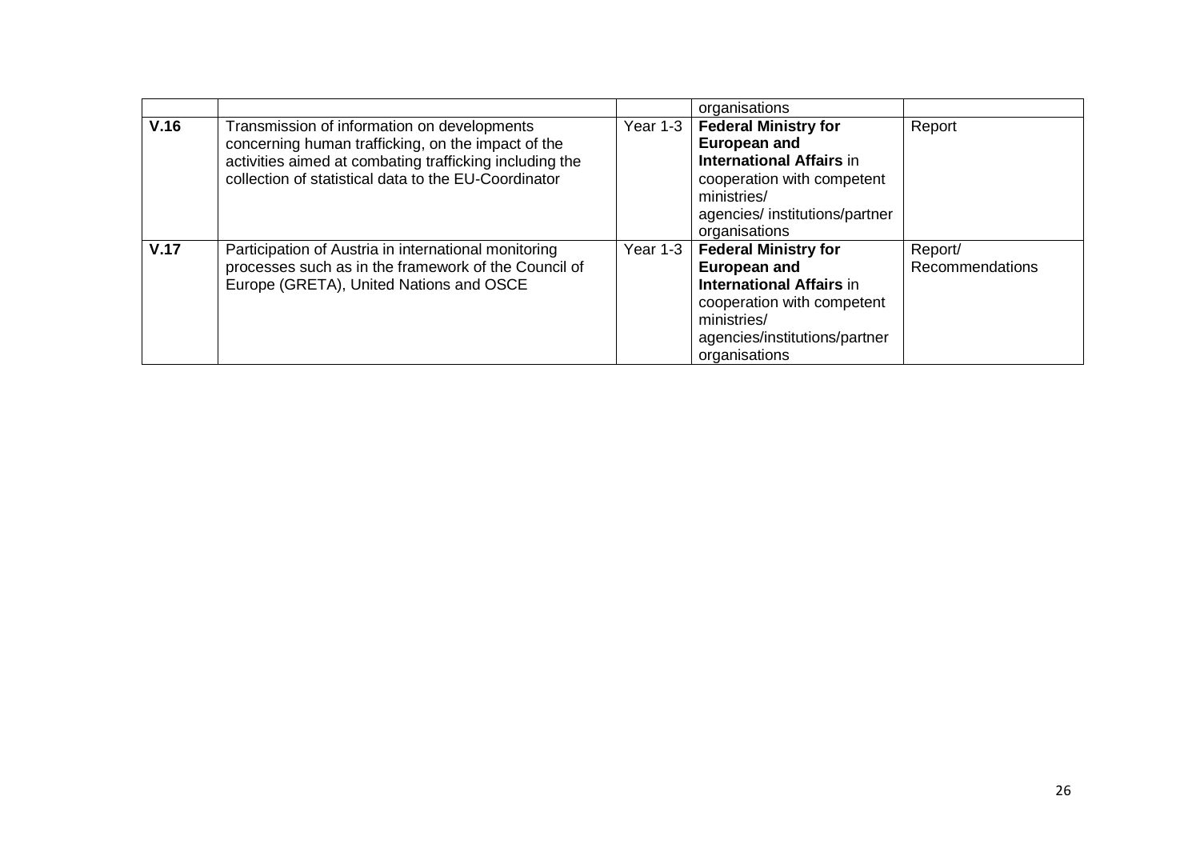| | | | organisations | |
|---|---|---|---|---|
| **V.16** | Transmission of information on developments concerning human trafficking, on the impact of the activities aimed at combating trafficking including the collection of statistical data to the EU-Coordinator | Year 1-3 | **Federal Ministry for European and International Affairs** in cooperation with competent ministries/ agencies/ institutions/partner organisations | Report |
| **V.17** | Participation of Austria in international monitoring processes such as in the framework of the Council of Europe (GRETA), United Nations and OSCE | Year 1-3 | **Federal Ministry for European and International Affairs** in cooperation with competent ministries/ agencies/institutions/partner organisations | Report/ Recommendations |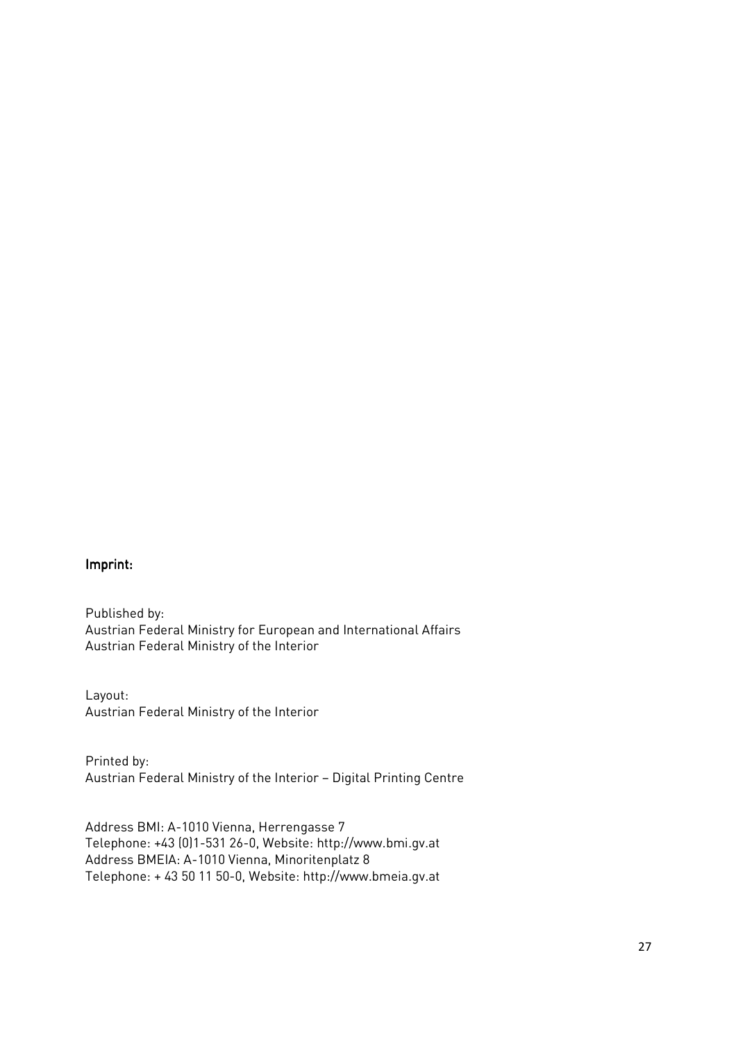## Imprint:

Published by:
Austrian Federal Ministry for European and International Affairs
Austrian Federal Ministry of the Interior

Layout:
Austrian Federal Ministry of the Interior

Printed by:
Austrian Federal Ministry of the Interior – Digital Printing Centre

Address BMI: A-1010 Vienna, Herrengasse 7
Telephone: +43 (0)1-531 26-0, Website: http://www.bmi.gv.at
Address BMEIA: A-1010 Vienna, Minoritenplatz 8
Telephone: + 43 50 11 50-0, Website: http://www.bmeia.gv.at